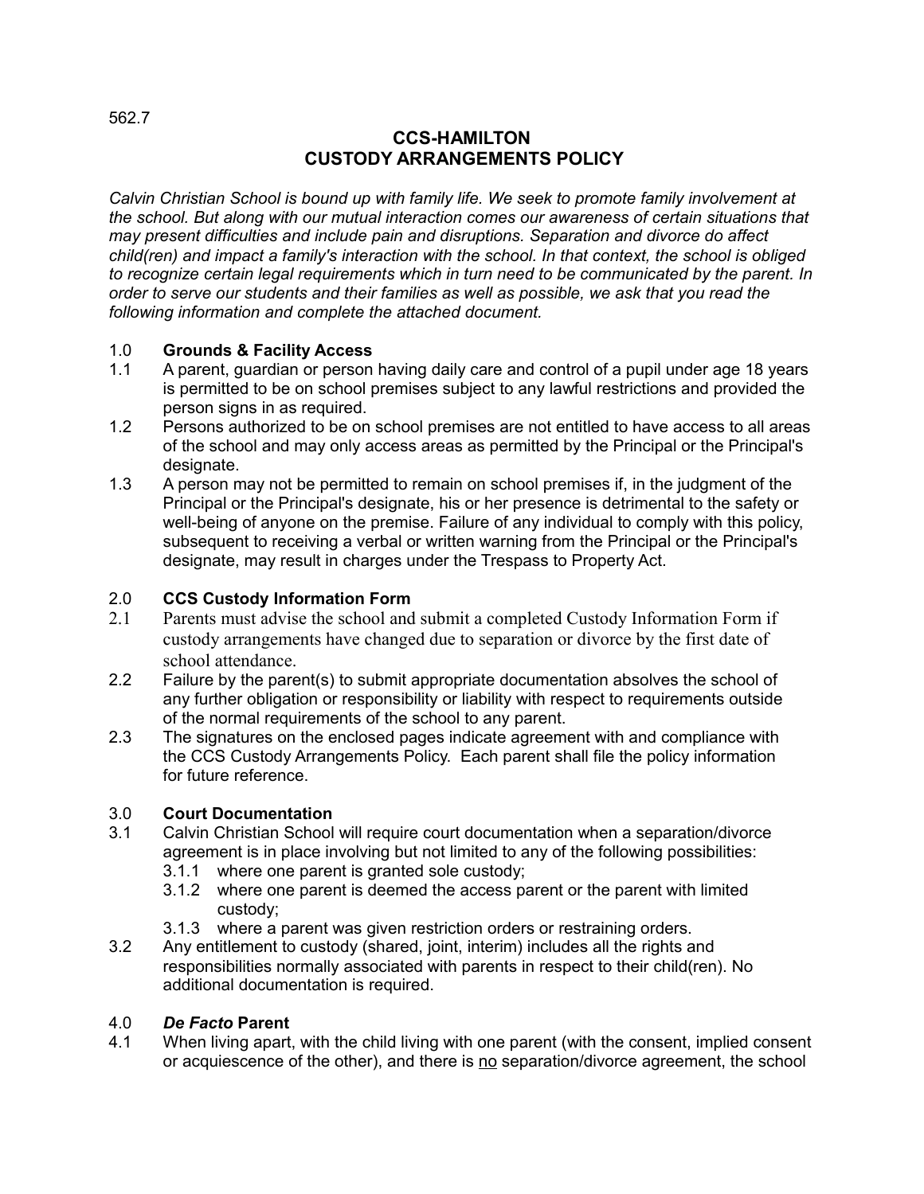562.7

# CCS-HAMILTON
# CUSTODY ARRANGEMENTS POLICY

*Calvin Christian School is bound up with family life. We seek to promote family involvement at the school. But along with our mutual interaction comes our awareness of certain situations that may present difficulties and include pain and disruptions. Separation and divorce do affect child(ren) and impact a family's interaction with the school. In that context, the school is obliged to recognize certain legal requirements which in turn need to be communicated by the parent. In order to serve our students and their families as well as possible, we ask that you read the following information and complete the attached document.*

## 1.0 Grounds & Facility Access

1.1 A parent, guardian or person having daily care and control of a pupil under age 18 years is permitted to be on school premises subject to any lawful restrictions and provided the person signs in as required.

1.2 Persons authorized to be on school premises are not entitled to have access to all areas of the school and may only access areas as permitted by the Principal or the Principal's designate.

1.3 A person may not be permitted to remain on school premises if, in the judgment of the Principal or the Principal's designate, his or her presence is detrimental to the safety or well-being of anyone on the premise. Failure of any individual to comply with this policy, subsequent to receiving a verbal or written warning from the Principal or the Principal's designate, may result in charges under the Trespass to Property Act.

## 2.0 CCS Custody Information Form

2.1 Parents must advise the school and submit a completed Custody Information Form if custody arrangements have changed due to separation or divorce by the first date of school attendance.

2.2 Failure by the parent(s) to submit appropriate documentation absolves the school of any further obligation or responsibility or liability with respect to requirements outside of the normal requirements of the school to any parent.

2.3 The signatures on the enclosed pages indicate agreement with and compliance with the CCS Custody Arrangements Policy. Each parent shall file the policy information for future reference.

## 3.0 Court Documentation

3.1 Calvin Christian School will require court documentation when a separation/divorce agreement is in place involving but not limited to any of the following possibilities:

- 3.1.1 where one parent is granted sole custody;
- 3.1.2 where one parent is deemed the access parent or the parent with limited custody;
- 3.1.3 where a parent was given restriction orders or restraining orders.

3.2 Any entitlement to custody (shared, joint, interim) includes all the rights and responsibilities normally associated with parents in respect to their child(ren). No additional documentation is required.

## 4.0 *De Facto* Parent

4.1 When living apart, with the child living with one parent (with the consent, implied consent or acquiescence of the other), and there is no separation/divorce agreement, the school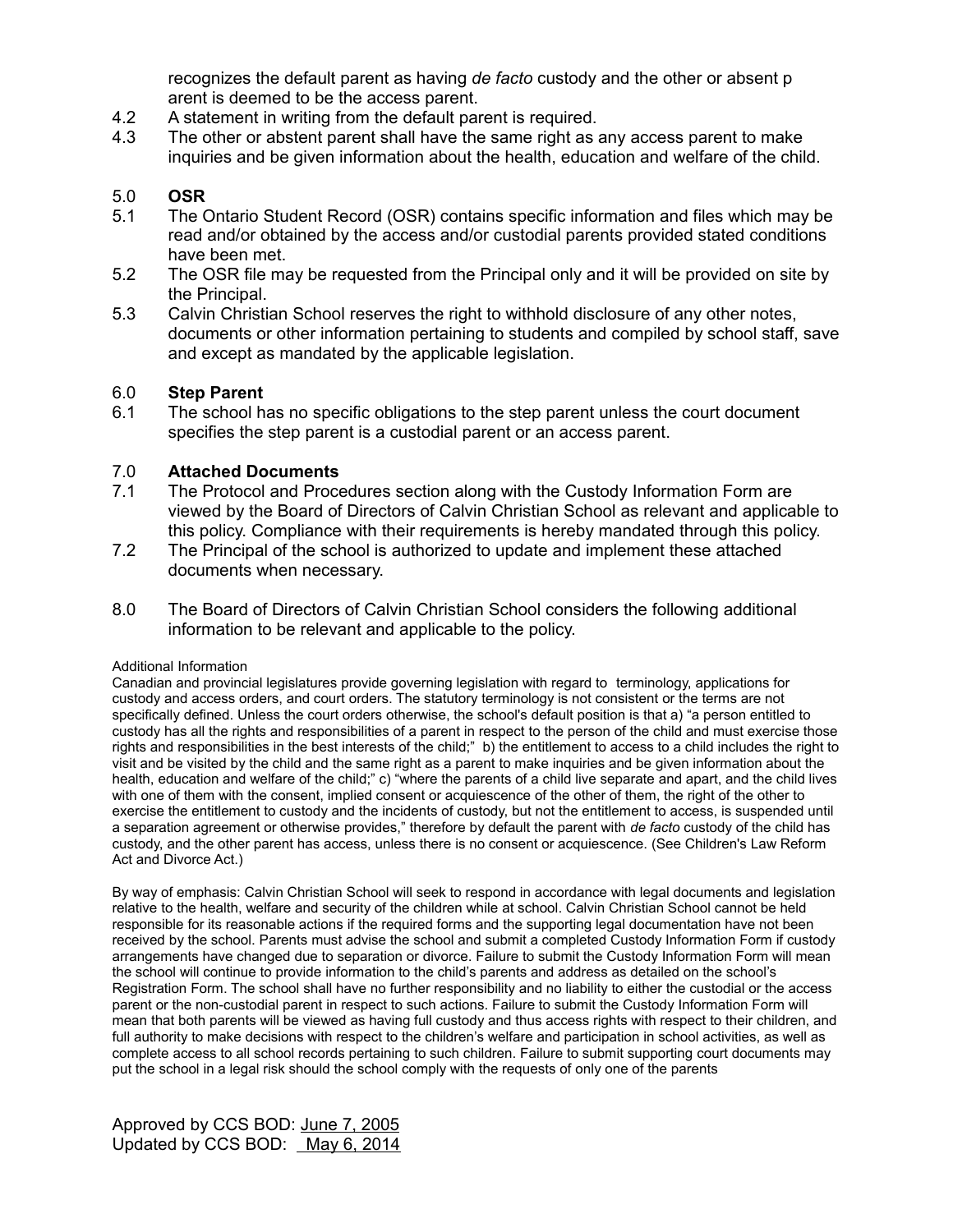recognizes the default parent as having *de facto* custody and the other or absent p arent is deemed to be the access parent.

4.2 A statement in writing from the default parent is required.

4.3 The other or abstent parent shall have the same right as any access parent to make inquiries and be given information about the health, education and welfare of the child.

5.0 **OSR**

5.1 The Ontario Student Record (OSR) contains specific information and files which may be read and/or obtained by the access and/or custodial parents provided stated conditions have been met.

5.2 The OSR file may be requested from the Principal only and it will be provided on site by the Principal.

5.3 Calvin Christian School reserves the right to withhold disclosure of any other notes, documents or other information pertaining to students and compiled by school staff, save and except as mandated by the applicable legislation.

6.0 **Step Parent**

6.1 The school has no specific obligations to the step parent unless the court document specifies the step parent is a custodial parent or an access parent.

7.0 **Attached Documents**

7.1 The Protocol and Procedures section along with the Custody Information Form are viewed by the Board of Directors of Calvin Christian School as relevant and applicable to this policy. Compliance with their requirements is hereby mandated through this policy.

7.2 The Principal of the school is authorized to update and implement these attached documents when necessary.

8.0 The Board of Directors of Calvin Christian School considers the following additional information to be relevant and applicable to the policy.

Additional Information

Canadian and provincial legislatures provide governing legislation with regard to terminology, applications for custody and access orders, and court orders. The statutory terminology is not consistent or the terms are not specifically defined. Unless the court orders otherwise, the school's default position is that a) "a person entitled to custody has all the rights and responsibilities of a parent in respect to the person of the child and must exercise those rights and responsibilities in the best interests of the child;" b) the entitlement to access to a child includes the right to visit and be visited by the child and the same right as a parent to make inquiries and be given information about the health, education and welfare of the child;" c) "where the parents of a child live separate and apart, and the child lives with one of them with the consent, implied consent or acquiescence of the other of them, the right of the other to exercise the entitlement to custody and the incidents of custody, but not the entitlement to access, is suspended until a separation agreement or otherwise provides," therefore by default the parent with *de facto* custody of the child has custody, and the other parent has access, unless there is no consent or acquiescence. (See Children's Law Reform Act and Divorce Act.)

By way of emphasis: Calvin Christian School will seek to respond in accordance with legal documents and legislation relative to the health, welfare and security of the children while at school. Calvin Christian School cannot be held responsible for its reasonable actions if the required forms and the supporting legal documentation have not been received by the school. Parents must advise the school and submit a completed Custody Information Form if custody arrangements have changed due to separation or divorce. Failure to submit the Custody Information Form will mean the school will continue to provide information to the child's parents and address as detailed on the school's Registration Form. The school shall have no further responsibility and no liability to either the custodial or the access parent or the non-custodial parent in respect to such actions. Failure to submit the Custody Information Form will mean that both parents will be viewed as having full custody and thus access rights with respect to their children, and full authority to make decisions with respect to the children's welfare and participation in school activities, as well as complete access to all school records pertaining to such children. Failure to submit supporting court documents may put the school in a legal risk should the school comply with the requests of only one of the parents

Approved by CCS BOD: June 7, 2005
Updated by CCS BOD: May 6, 2014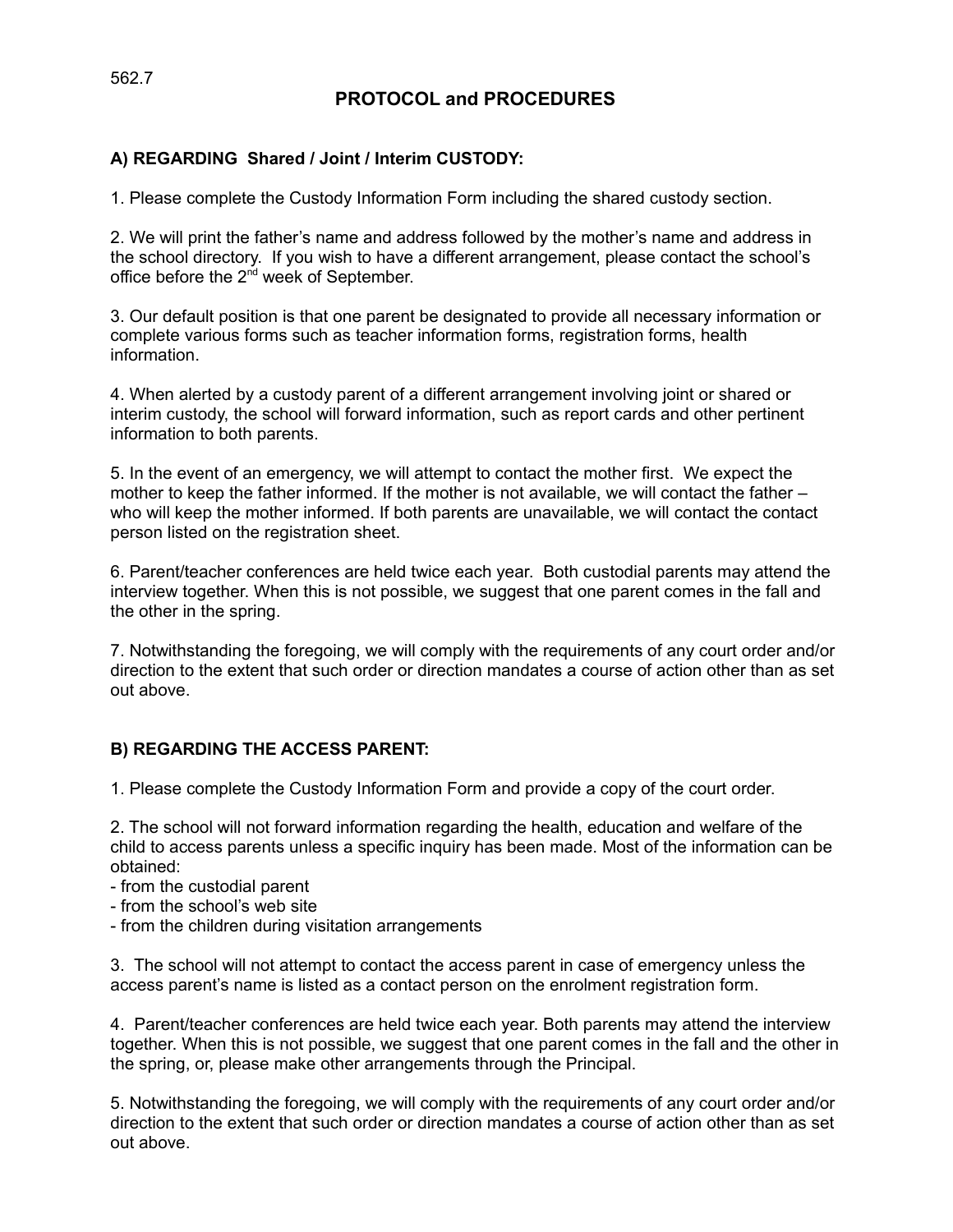562.7

# PROTOCOL and PROCEDURES

### A) REGARDING Shared / Joint / Interim CUSTODY:

1. Please complete the Custody Information Form including the shared custody section.

2. We will print the father's name and address followed by the mother's name and address in the school directory. If you wish to have a different arrangement, please contact the school's office before the 2nd week of September.

3. Our default position is that one parent be designated to provide all necessary information or complete various forms such as teacher information forms, registration forms, health information.

4. When alerted by a custody parent of a different arrangement involving joint or shared or interim custody, the school will forward information, such as report cards and other pertinent information to both parents.

5. In the event of an emergency, we will attempt to contact the mother first. We expect the mother to keep the father informed. If the mother is not available, we will contact the father – who will keep the mother informed. If both parents are unavailable, we will contact the contact person listed on the registration sheet.

6. Parent/teacher conferences are held twice each year. Both custodial parents may attend the interview together. When this is not possible, we suggest that one parent comes in the fall and the other in the spring.

7. Notwithstanding the foregoing, we will comply with the requirements of any court order and/or direction to the extent that such order or direction mandates a course of action other than as set out above.

### B) REGARDING THE ACCESS PARENT:

1. Please complete the Custody Information Form and provide a copy of the court order.

2. The school will not forward information regarding the health, education and welfare of the child to access parents unless a specific inquiry has been made. Most of the information can be obtained:
- from the custodial parent
- from the school's web site
- from the children during visitation arrangements

3. The school will not attempt to contact the access parent in case of emergency unless the access parent's name is listed as a contact person on the enrolment registration form.

4. Parent/teacher conferences are held twice each year. Both parents may attend the interview together. When this is not possible, we suggest that one parent comes in the fall and the other in the spring, or, please make other arrangements through the Principal.

5. Notwithstanding the foregoing, we will comply with the requirements of any court order and/or direction to the extent that such order or direction mandates a course of action other than as set out above.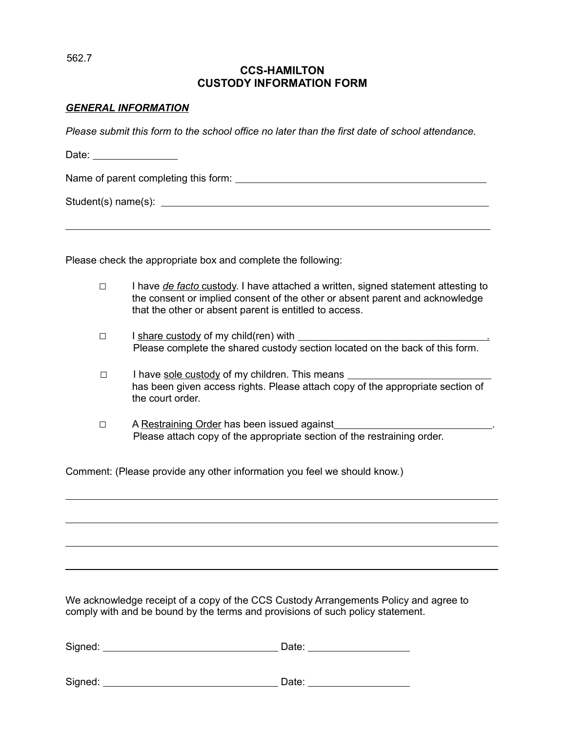562.7

# CCS-HAMILTON
# CUSTODY INFORMATION FORM

***GENERAL INFORMATION***

*Please submit this form to the school office no later than the first date of school attendance.*

Date: ________________

Name of parent completing this form: ______________________________________________

Student(s) name(s): _______________________________________________________________

___________________________________________________________________________

Please check the appropriate box and complete the following:

- ☐ I have *de facto* custody. I have attached a written, signed statement attesting to the consent or implied consent of the other or absent parent and acknowledge that the other or absent parent is entitled to access.

- ☐ I share custody of my child(ren) with ___________________________________.
  Please complete the shared custody section located on the back of this form.

- ☐ I have sole custody of my children. This means __________________________ has been given access rights. Please attach copy of the appropriate section of the court order.

- ☐ A Restraining Order has been issued against_____________________________.
  Please attach copy of the appropriate section of the restraining order.

Comment: (Please provide any other information you feel we should know.)

___________________________________________________________________________

___________________________________________________________________________

___________________________________________________________________________

___________________________________________________________________________

We acknowledge receipt of a copy of the CCS Custody Arrangements Policy and agree to comply with and be bound by the terms and provisions of such policy statement.

Signed: _________________________________ Date: ___________________

Signed: _________________________________ Date: ___________________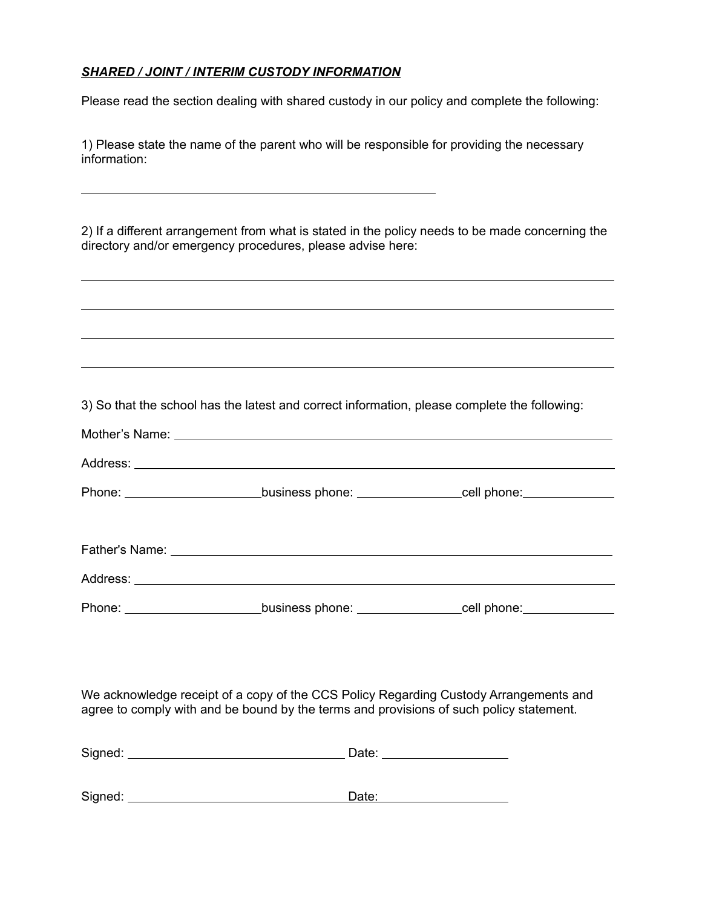***SHARED / JOINT / INTERIM CUSTODY INFORMATION***

Please read the section dealing with shared custody in our policy and complete the following:

1) Please state the name of the parent who will be responsible for providing the necessary information:

______________________________________________________

2) If a different arrangement from what is stated in the policy needs to be made concerning the directory and/or emergency procedures, please advise here:

__________________________________________________________________________________

__________________________________________________________________________________

__________________________________________________________________________________

__________________________________________________________________________________

3) So that the school has the latest and correct information, please complete the following:

Mother's Name: ______________________________________________________________

Address: ___________________________________________________________________

Phone: ___________________business phone: _______________cell phone:_____________

Father's Name: ______________________________________________________________

Address: ___________________________________________________________________

Phone: ___________________business phone: _______________cell phone:_____________

We acknowledge receipt of a copy of the CCS Policy Regarding Custody Arrangements and agree to comply with and be bound by the terms and provisions of such policy statement.

Signed: ______________________________ Date: __________________

Signed: ______________________________ Date: __________________